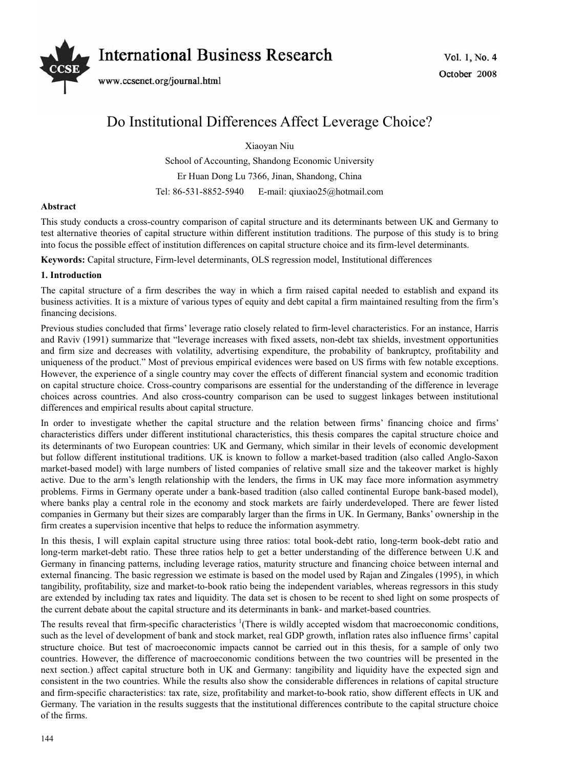# Do Institutional Differences Affect Leverage Choice?

Xiaoyan Niu

School of Accounting, Shandong Economic University

Er Huan Dong Lu 7366, Jinan, Shandong, China

Tel: 86-531-8852-5940 E-mail: qiuxiao25@hotmail.com

**Abstract**

This study conducts a cross-country comparison of capital structure and its determinants between UK and Germany to test alternative theories of capital structure within different institution traditions. The purpose of this study is to bring into focus the possible effect of institution differences on capital structure choice and its firm-level determinants.

**Keywords:** Capital structure, Firm-level determinants, OLS regression model, Institutional differences

## 1. Introduction

The capital structure of a firm describes the way in which a firm raised capital needed to establish and expand its business activities. It is a mixture of various types of equity and debt capital a firm maintained resulting from the firm's financing decisions.

Previous studies concluded that firms' leverage ratio closely related to firm-level characteristics. For an instance, Harris and Raviv (1991) summarize that "leverage increases with fixed assets, non-debt tax shields, investment opportunities and firm size and decreases with volatility, advertising expenditure, the probability of bankruptcy, profitability and uniqueness of the product." Most of previous empirical evidences were based on US firms with few notable exceptions. However, the experience of a single country may cover the effects of different financial system and economic tradition on capital structure choice. Cross-country comparisons are essential for the understanding of the difference in leverage choices across countries. And also cross-country comparison can be used to suggest linkages between institutional differences and empirical results about capital structure.

In order to investigate whether the capital structure and the relation between firms' financing choice and firms' characteristics differs under different institutional characteristics, this thesis compares the capital structure choice and its determinants of two European countries: UK and Germany, which similar in their levels of economic development but follow different institutional traditions. UK is known to follow a market-based tradition (also called Anglo-Saxon market-based model) with large numbers of listed companies of relative small size and the takeover market is highly active. Due to the arm's length relationship with the lenders, the firms in UK may face more information asymmetry problems. Firms in Germany operate under a bank-based tradition (also called continental Europe bank-based model), where banks play a central role in the economy and stock markets are fairly underdeveloped. There are fewer listed companies in Germany but their sizes are comparably larger than the firms in UK. In Germany, Banks' ownership in the firm creates a supervision incentive that helps to reduce the information asymmetry.

In this thesis, I will explain capital structure using three ratios: total book-debt ratio, long-term book-debt ratio and long-term market-debt ratio. These three ratios help to get a better understanding of the difference between U.K and Germany in financing patterns, including leverage ratios, maturity structure and financing choice between internal and external financing. The basic regression we estimate is based on the model used by Rajan and Zingales (1995), in which tangibility, profitability, size and market-to-book ratio being the independent variables, whereas regressors in this study are extended by including tax rates and liquidity. The data set is chosen to be recent to shed light on some prospects of the current debate about the capital structure and its determinants in bank- and market-based countries.

The results reveal that firm-specific characteristics [1](There is wildly accepted wisdom that macroeconomic conditions, such as the level of development of bank and stock market, real GDP growth, inflation rates also influence firms' capital structure choice. But test of macroeconomic impacts cannot be carried out in this thesis, for a sample of only two countries. However, the difference of macroeconomic conditions between the two countries will be presented in the next section.) affect capital structure both in UK and Germany: tangibility and liquidity have the expected sign and consistent in the two countries. While the results also show the considerable differences in relations of capital structure and firm-specific characteristics: tax rate, size, profitability and market-to-book ratio, show different effects in UK and Germany. The variation in the results suggests that the institutional differences contribute to the capital structure choice of the firms.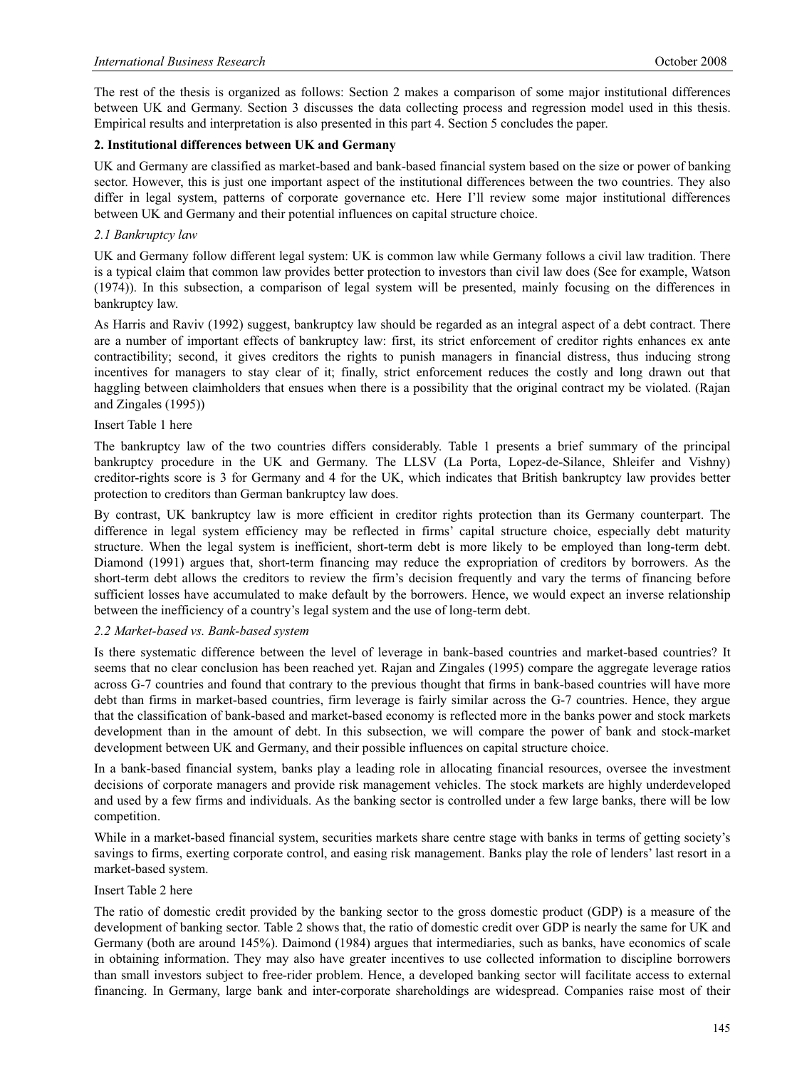The rest of the thesis is organized as follows: Section 2 makes a comparison of some major institutional differences between UK and Germany. Section 3 discusses the data collecting process and regression model used in this thesis. Empirical results and interpretation is also presented in this part 4. Section 5 concludes the paper.

## 2. Institutional differences between UK and Germany

UK and Germany are classified as market-based and bank-based financial system based on the size or power of banking sector. However, this is just one important aspect of the institutional differences between the two countries. They also differ in legal system, patterns of corporate governance etc. Here I'll review some major institutional differences between UK and Germany and their potential influences on capital structure choice.

### *2.1 Bankruptcy law*

UK and Germany follow different legal system: UK is common law while Germany follows a civil law tradition. There is a typical claim that common law provides better protection to investors than civil law does (See for example, Watson (1974)). In this subsection, a comparison of legal system will be presented, mainly focusing on the differences in bankruptcy law.

As Harris and Raviv (1992) suggest, bankruptcy law should be regarded as an integral aspect of a debt contract. There are a number of important effects of bankruptcy law: first, its strict enforcement of creditor rights enhances ex ante contractibility; second, it gives creditors the rights to punish managers in financial distress, thus inducing strong incentives for managers to stay clear of it; finally, strict enforcement reduces the costly and long drawn out that haggling between claimholders that ensues when there is a possibility that the original contract my be violated. (Rajan and Zingales (1995))

Insert Table 1 here

The bankruptcy law of the two countries differs considerably. Table 1 presents a brief summary of the principal bankruptcy procedure in the UK and Germany. The LLSV (La Porta, Lopez-de-Silance, Shleifer and Vishny) creditor-rights score is 3 for Germany and 4 for the UK, which indicates that British bankruptcy law provides better protection to creditors than German bankruptcy law does.

By contrast, UK bankruptcy law is more efficient in creditor rights protection than its Germany counterpart. The difference in legal system efficiency may be reflected in firms' capital structure choice, especially debt maturity structure. When the legal system is inefficient, short-term debt is more likely to be employed than long-term debt. Diamond (1991) argues that, short-term financing may reduce the expropriation of creditors by borrowers. As the short-term debt allows the creditors to review the firm's decision frequently and vary the terms of financing before sufficient losses have accumulated to make default by the borrowers. Hence, we would expect an inverse relationship between the inefficiency of a country's legal system and the use of long-term debt.

### *2.2 Market-based vs. Bank-based system*

Is there systematic difference between the level of leverage in bank-based countries and market-based countries? It seems that no clear conclusion has been reached yet. Rajan and Zingales (1995) compare the aggregate leverage ratios across G-7 countries and found that contrary to the previous thought that firms in bank-based countries will have more debt than firms in market-based countries, firm leverage is fairly similar across the G-7 countries. Hence, they argue that the classification of bank-based and market-based economy is reflected more in the banks power and stock markets development than in the amount of debt. In this subsection, we will compare the power of bank and stock-market development between UK and Germany, and their possible influences on capital structure choice.

In a bank-based financial system, banks play a leading role in allocating financial resources, oversee the investment decisions of corporate managers and provide risk management vehicles. The stock markets are highly underdeveloped and used by a few firms and individuals. As the banking sector is controlled under a few large banks, there will be low competition.

While in a market-based financial system, securities markets share centre stage with banks in terms of getting society's savings to firms, exerting corporate control, and easing risk management. Banks play the role of lenders' last resort in a market-based system.

Insert Table 2 here

The ratio of domestic credit provided by the banking sector to the gross domestic product (GDP) is a measure of the development of banking sector. Table 2 shows that, the ratio of domestic credit over GDP is nearly the same for UK and Germany (both are around 145%). Daimond (1984) argues that intermediaries, such as banks, have economics of scale in obtaining information. They may also have greater incentives to use collected information to discipline borrowers than small investors subject to free-rider problem. Hence, a developed banking sector will facilitate access to external financing. In Germany, large bank and inter-corporate shareholdings are widespread. Companies raise most of their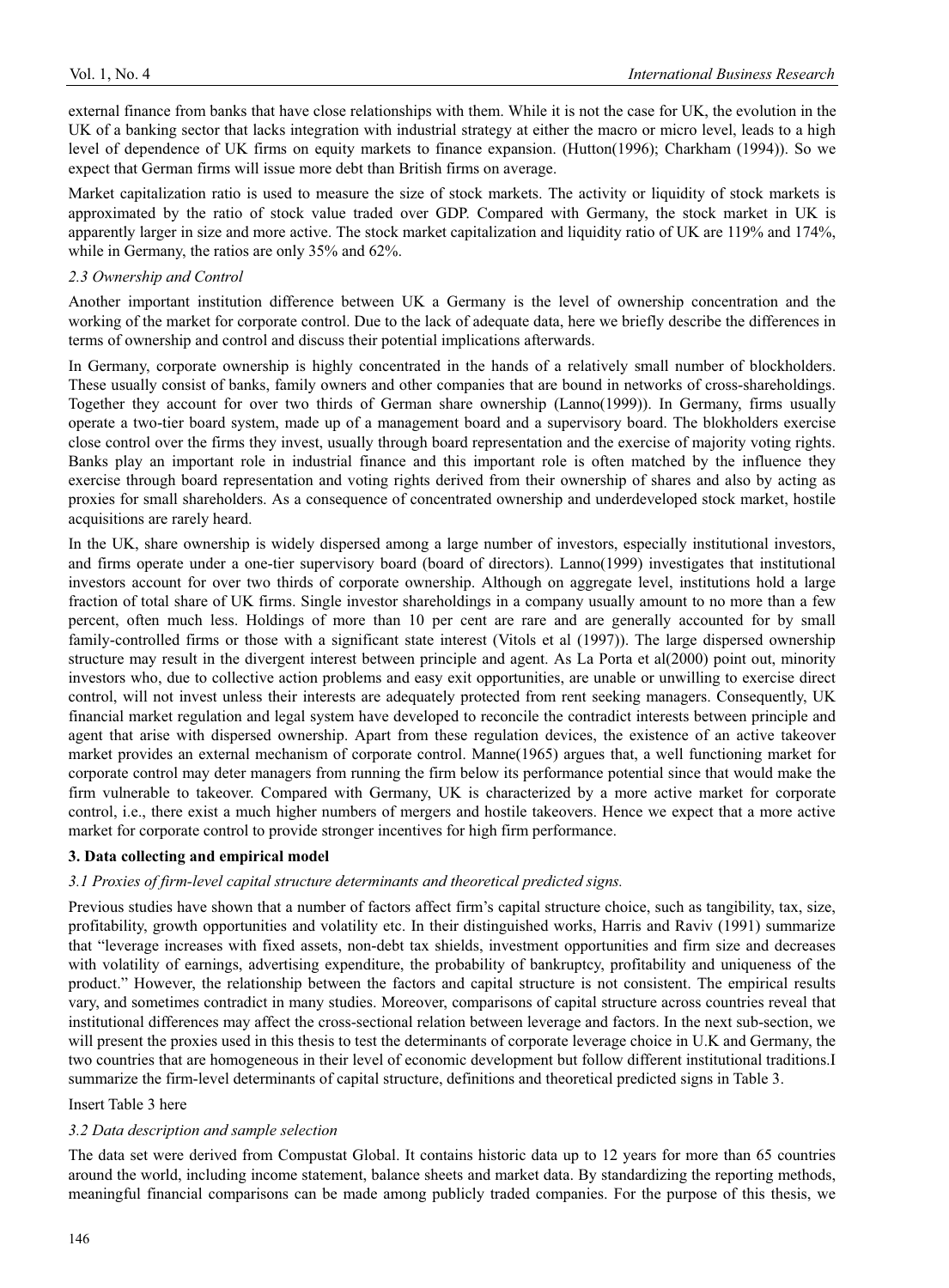external finance from banks that have close relationships with them. While it is not the case for UK, the evolution in the UK of a banking sector that lacks integration with industrial strategy at either the macro or micro level, leads to a high level of dependence of UK firms on equity markets to finance expansion. (Hutton(1996); Charkham (1994)). So we expect that German firms will issue more debt than British firms on average.

Market capitalization ratio is used to measure the size of stock markets. The activity or liquidity of stock markets is approximated by the ratio of stock value traded over GDP. Compared with Germany, the stock market in UK is apparently larger in size and more active. The stock market capitalization and liquidity ratio of UK are 119% and 174%, while in Germany, the ratios are only 35% and 62%.

### *2.3 Ownership and Control*

Another important institution difference between UK a Germany is the level of ownership concentration and the working of the market for corporate control. Due to the lack of adequate data, here we briefly describe the differences in terms of ownership and control and discuss their potential implications afterwards.

In Germany, corporate ownership is highly concentrated in the hands of a relatively small number of blockholders. These usually consist of banks, family owners and other companies that are bound in networks of cross-shareholdings. Together they account for over two thirds of German share ownership (Lanno(1999)). In Germany, firms usually operate a two-tier board system, made up of a management board and a supervisory board. The blokholders exercise close control over the firms they invest, usually through board representation and the exercise of majority voting rights. Banks play an important role in industrial finance and this important role is often matched by the influence they exercise through board representation and voting rights derived from their ownership of shares and also by acting as proxies for small shareholders. As a consequence of concentrated ownership and underdeveloped stock market, hostile acquisitions are rarely heard.

In the UK, share ownership is widely dispersed among a large number of investors, especially institutional investors, and firms operate under a one-tier supervisory board (board of directors). Lanno(1999) investigates that institutional investors account for over two thirds of corporate ownership. Although on aggregate level, institutions hold a large fraction of total share of UK firms. Single investor shareholdings in a company usually amount to no more than a few percent, often much less. Holdings of more than 10 per cent are rare and are generally accounted for by small family-controlled firms or those with a significant state interest (Vitols et al (1997)). The large dispersed ownership structure may result in the divergent interest between principle and agent. As La Porta et al(2000) point out, minority investors who, due to collective action problems and easy exit opportunities, are unable or unwilling to exercise direct control, will not invest unless their interests are adequately protected from rent seeking managers. Consequently, UK financial market regulation and legal system have developed to reconcile the contradict interests between principle and agent that arise with dispersed ownership. Apart from these regulation devices, the existence of an active takeover market provides an external mechanism of corporate control. Manne(1965) argues that, a well functioning market for corporate control may deter managers from running the firm below its performance potential since that would make the firm vulnerable to takeover. Compared with Germany, UK is characterized by a more active market for corporate control, i.e., there exist a much higher numbers of mergers and hostile takeovers. Hence we expect that a more active market for corporate control to provide stronger incentives for high firm performance.

## **3. Data collecting and empirical model**

### *3.1 Proxies of firm-level capital structure determinants and theoretical predicted signs.*

Previous studies have shown that a number of factors affect firm's capital structure choice, such as tangibility, tax, size, profitability, growth opportunities and volatility etc. In their distinguished works, Harris and Raviv (1991) summarize that "leverage increases with fixed assets, non-debt tax shields, investment opportunities and firm size and decreases with volatility of earnings, advertising expenditure, the probability of bankruptcy, profitability and uniqueness of the product." However, the relationship between the factors and capital structure is not consistent. The empirical results vary, and sometimes contradict in many studies. Moreover, comparisons of capital structure across countries reveal that institutional differences may affect the cross-sectional relation between leverage and factors. In the next sub-section, we will present the proxies used in this thesis to test the determinants of corporate leverage choice in U.K and Germany, the two countries that are homogeneous in their level of economic development but follow different institutional traditions.I summarize the firm-level determinants of capital structure, definitions and theoretical predicted signs in Table 3.

Insert Table 3 here

### *3.2 Data description and sample selection*

The data set were derived from Compustat Global. It contains historic data up to 12 years for more than 65 countries around the world, including income statement, balance sheets and market data. By standardizing the reporting methods, meaningful financial comparisons can be made among publicly traded companies. For the purpose of this thesis, we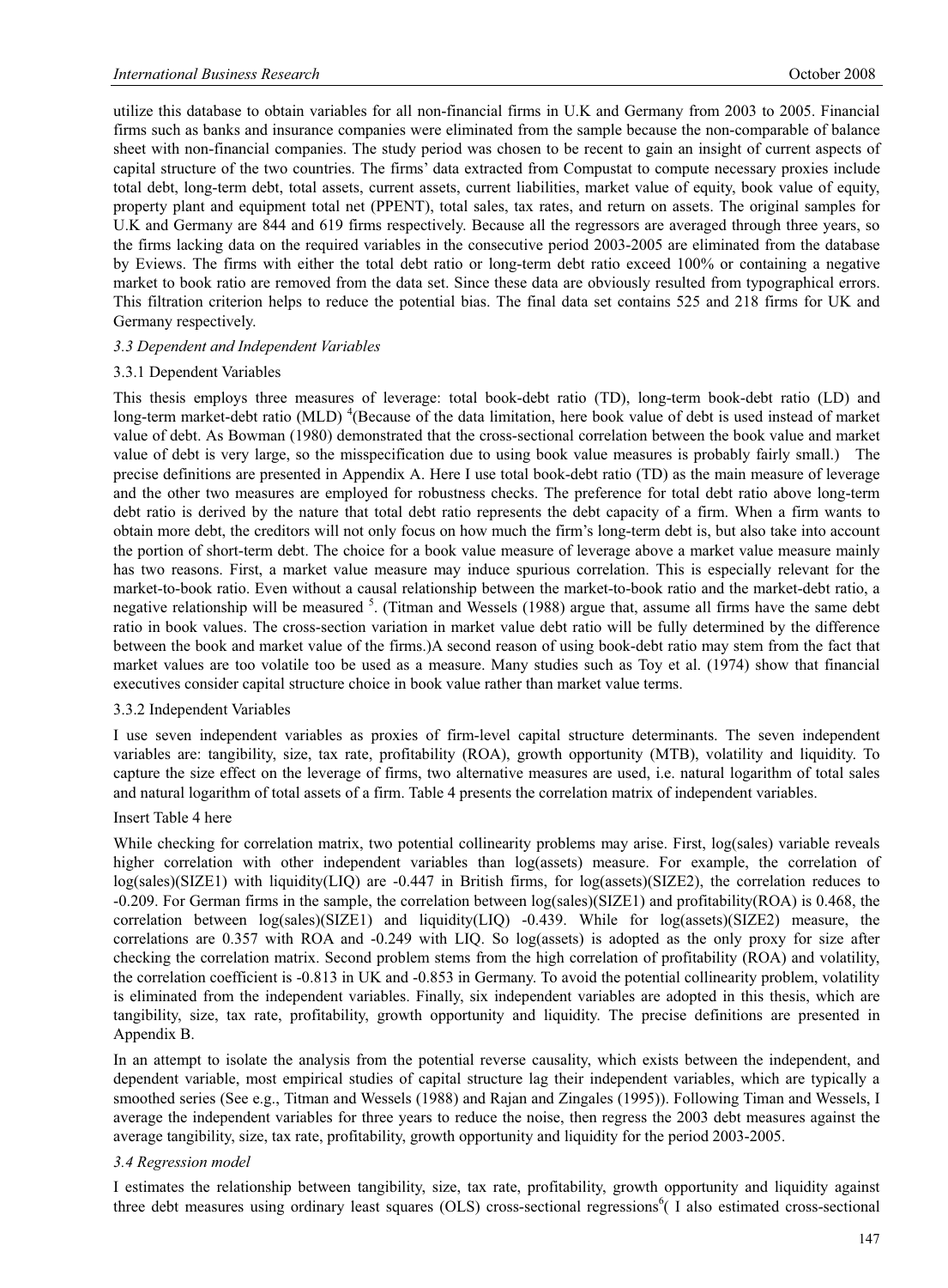utilize this database to obtain variables for all non-financial firms in U.K and Germany from 2003 to 2005. Financial firms such as banks and insurance companies were eliminated from the sample because the non-comparable of balance sheet with non-financial companies. The study period was chosen to be recent to gain an insight of current aspects of capital structure of the two countries. The firms' data extracted from Compustat to compute necessary proxies include total debt, long-term debt, total assets, current assets, current liabilities, market value of equity, book value of equity, property plant and equipment total net (PPENT), total sales, tax rates, and return on assets. The original samples for U.K and Germany are 844 and 619 firms respectively. Because all the regressors are averaged through three years, so the firms lacking data on the required variables in the consecutive period 2003-2005 are eliminated from the database by Eviews. The firms with either the total debt ratio or long-term debt ratio exceed 100% or containing a negative market to book ratio are removed from the data set. Since these data are obviously resulted from typographical errors. This filtration criterion helps to reduce the potential bias. The final data set contains 525 and 218 firms for UK and Germany respectively.

### *3.3 Dependent and Independent Variables*

#### 3.3.1 Dependent Variables

This thesis employs three measures of leverage: total book-debt ratio (TD), long-term book-debt ratio (LD) and long-term market-debt ratio (MLD) [4](Because of the data limitation, here book value of debt is used instead of market value of debt. As Bowman (1980) demonstrated that the cross-sectional correlation between the book value and market value of debt is very large, so the misspecification due to using book value measures is probably fairly small.) The precise definitions are presented in Appendix A. Here I use total book-debt ratio (TD) as the main measure of leverage and the other two measures are employed for robustness checks. The preference for total debt ratio above long-term debt ratio is derived by the nature that total debt ratio represents the debt capacity of a firm. When a firm wants to obtain more debt, the creditors will not only focus on how much the firm's long-term debt is, but also take into account the portion of short-term debt. The choice for a book value measure of leverage above a market value measure mainly has two reasons. First, a market value measure may induce spurious correlation. This is especially relevant for the market-to-book ratio. Even without a causal relationship between the market-to-book ratio and the market-debt ratio, a negative relationship will be measured [5]. (Titman and Wessels (1988) argue that, assume all firms have the same debt ratio in book values. The cross-section variation in market value debt ratio will be fully determined by the difference between the book and market value of the firms.)A second reason of using book-debt ratio may stem from the fact that market values are too volatile too be used as a measure. Many studies such as Toy et al. (1974) show that financial executives consider capital structure choice in book value rather than market value terms.

#### 3.3.2 Independent Variables

I use seven independent variables as proxies of firm-level capital structure determinants. The seven independent variables are: tangibility, size, tax rate, profitability (ROA), growth opportunity (MTB), volatility and liquidity. To capture the size effect on the leverage of firms, two alternative measures are used, i.e. natural logarithm of total sales and natural logarithm of total assets of a firm. Table 4 presents the correlation matrix of independent variables.

Insert Table 4 here

While checking for correlation matrix, two potential collinearity problems may arise. First, log(sales) variable reveals higher correlation with other independent variables than log(assets) measure. For example, the correlation of log(sales)(SIZE1) with liquidity(LIQ) are -0.447 in British firms, for log(assets)(SIZE2), the correlation reduces to -0.209. For German firms in the sample, the correlation between log(sales)(SIZE1) and profitability(ROA) is 0.468, the correlation between log(sales)(SIZE1) and liquidity(LIQ) -0.439. While for log(assets)(SIZE2) measure, the correlations are 0.357 with ROA and -0.249 with LIQ. So log(assets) is adopted as the only proxy for size after checking the correlation matrix. Second problem stems from the high correlation of profitability (ROA) and volatility, the correlation coefficient is -0.813 in UK and -0.853 in Germany. To avoid the potential collinearity problem, volatility is eliminated from the independent variables. Finally, six independent variables are adopted in this thesis, which are tangibility, size, tax rate, profitability, growth opportunity and liquidity. The precise definitions are presented in Appendix B.

In an attempt to isolate the analysis from the potential reverse causality, which exists between the independent, and dependent variable, most empirical studies of capital structure lag their independent variables, which are typically a smoothed series (See e.g., Titman and Wessels (1988) and Rajan and Zingales (1995)). Following Timan and Wessels, I average the independent variables for three years to reduce the noise, then regress the 2003 debt measures against the average tangibility, size, tax rate, profitability, growth opportunity and liquidity for the period 2003-2005.

### *3.4 Regression model*

I estimates the relationship between tangibility, size, tax rate, profitability, growth opportunity and liquidity against three debt measures using ordinary least squares (OLS) cross-sectional regressions[6]( I also estimated cross-sectional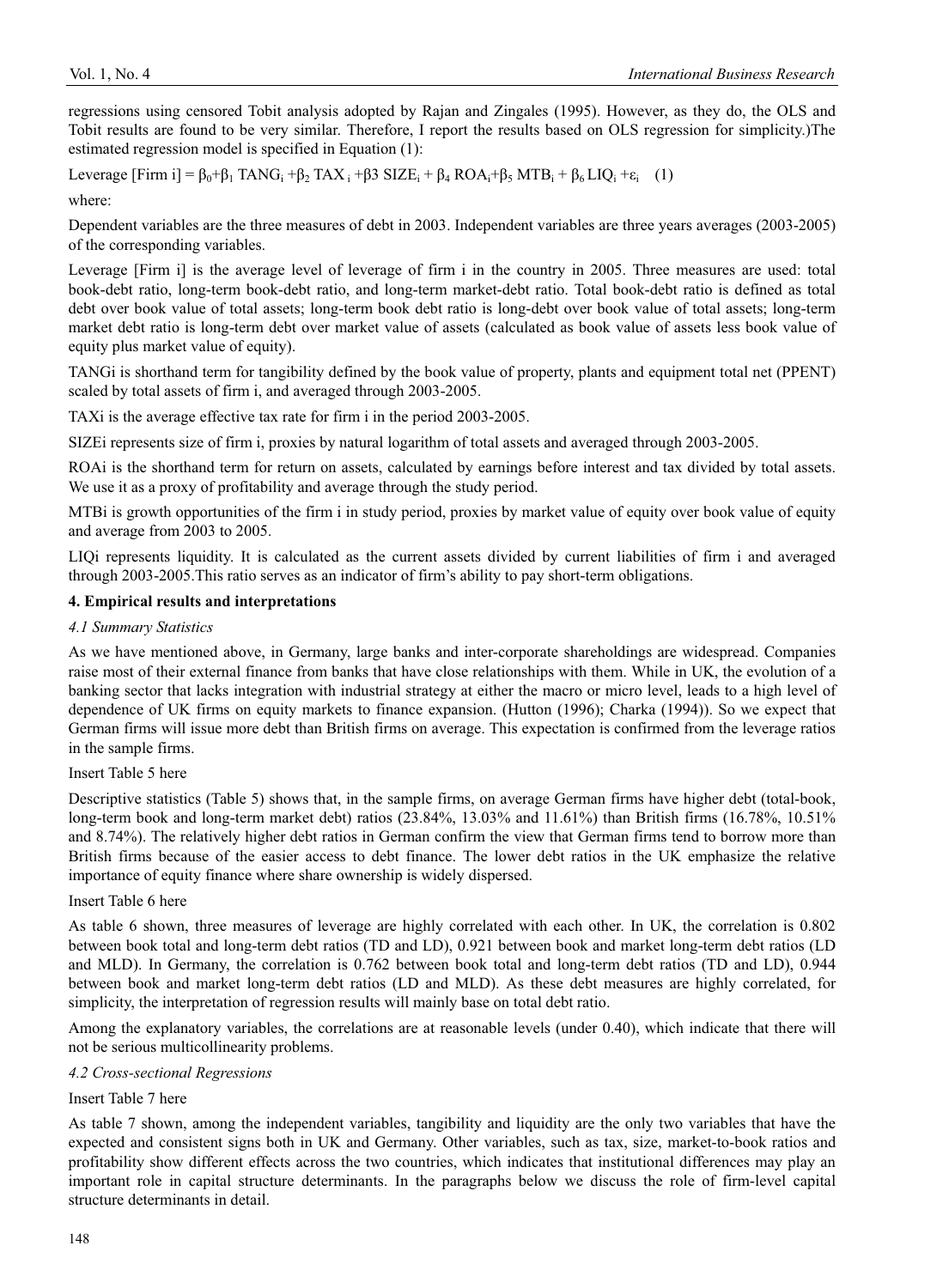regressions using censored Tobit analysis adopted by Rajan and Zingales (1995). However, as they do, the OLS and Tobit results are found to be very similar. Therefore, I report the results based on OLS regression for simplicity.)The estimated regression model is specified in Equation (1):

$$\text{Leverage [Firm i]} = \beta_0+\beta_1 \text{ TANG}_i +\beta_2 \text{ TAX}_i +\beta_3 \text{ SIZE}_i + \beta_4 \text{ ROA}_i+\beta_5 \text{ MTB}_i + \beta_6 \text{ LIQ}_i +\varepsilon_i \quad (1)$$

where:

Dependent variables are the three measures of debt in 2003. Independent variables are three years averages (2003-2005) of the corresponding variables.

Leverage [Firm i] is the average level of leverage of firm i in the country in 2005. Three measures are used: total book-debt ratio, long-term book-debt ratio, and long-term market-debt ratio. Total book-debt ratio is defined as total debt over book value of total assets; long-term book debt ratio is long-debt over book value of total assets; long-term market debt ratio is long-term debt over market value of assets (calculated as book value of assets less book value of equity plus market value of equity).

$TANG_i$ is shorthand term for tangibility defined by the book value of property, plants and equipment total net (PPENT) scaled by total assets of firm i, and averaged through 2003-2005.

$TAX_i$ is the average effective tax rate for firm i in the period 2003-2005.

$SIZE_i$ represents size of firm i, proxies by natural logarithm of total assets and averaged through 2003-2005.

$ROA_i$ is the shorthand term for return on assets, calculated by earnings before interest and tax divided by total assets. We use it as a proxy of profitability and average through the study period.

$MTB_i$ is growth opportunities of the firm i in study period, proxies by market value of equity over book value of equity and average from 2003 to 2005.

$LIQ_i$ represents liquidity. It is calculated as the current assets divided by current liabilities of firm i and averaged through 2003-2005.This ratio serves as an indicator of firm's ability to pay short-term obligations.

## 4. Empirical results and interpretations

### *4.1 Summary Statistics*

As we have mentioned above, in Germany, large banks and inter-corporate shareholdings are widespread. Companies raise most of their external finance from banks that have close relationships with them. While in UK, the evolution of a banking sector that lacks integration with industrial strategy at either the macro or micro level, leads to a high level of dependence of UK firms on equity markets to finance expansion. (Hutton (1996); Charka (1994)). So we expect that German firms will issue more debt than British firms on average. This expectation is confirmed from the leverage ratios in the sample firms.

Insert Table 5 here

Descriptive statistics (Table 5) shows that, in the sample firms, on average German firms have higher debt (total-book, long-term book and long-term market debt) ratios (23.84%, 13.03% and 11.61%) than British firms (16.78%, 10.51% and 8.74%). The relatively higher debt ratios in German confirm the view that German firms tend to borrow more than British firms because of the easier access to debt finance. The lower debt ratios in the UK emphasize the relative importance of equity finance where share ownership is widely dispersed.

Insert Table 6 here

As table 6 shown, three measures of leverage are highly correlated with each other. In UK, the correlation is 0.802 between book total and long-term debt ratios (TD and LD), 0.921 between book and market long-term debt ratios (LD and MLD). In Germany, the correlation is 0.762 between book total and long-term debt ratios (TD and LD), 0.944 between book and market long-term debt ratios (LD and MLD). As these debt measures are highly correlated, for simplicity, the interpretation of regression results will mainly base on total debt ratio.

Among the explanatory variables, the correlations are at reasonable levels (under 0.40), which indicate that there will not be serious multicollinearity problems.

### *4.2 Cross-sectional Regressions*

Insert Table 7 here

As table 7 shown, among the independent variables, tangibility and liquidity are the only two variables that have the expected and consistent signs both in UK and Germany. Other variables, such as tax, size, market-to-book ratios and profitability show different effects across the two countries, which indicates that institutional differences may play an important role in capital structure determinants. In the paragraphs below we discuss the role of firm-level capital structure determinants in detail.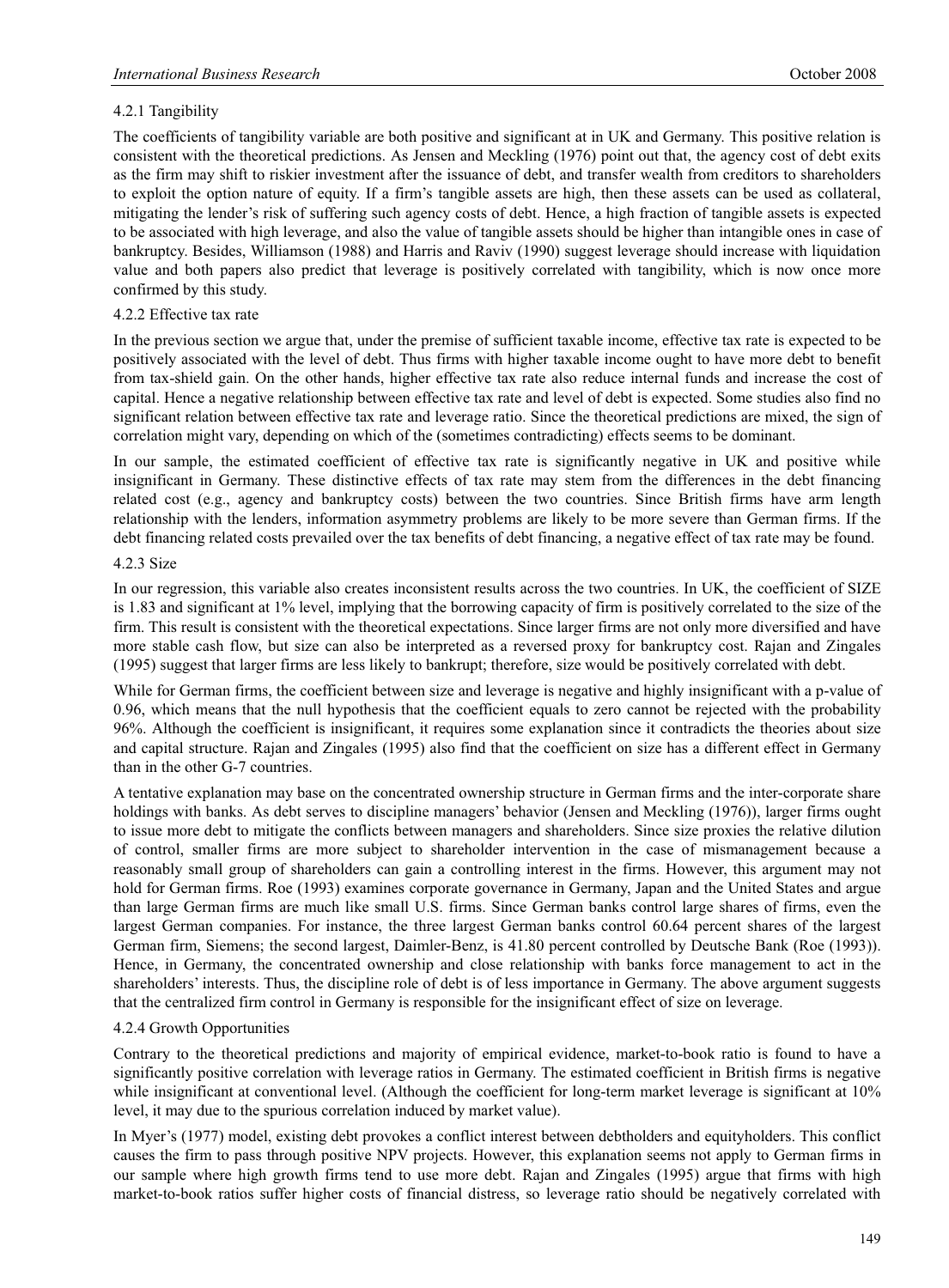#### 4.2.1 Tangibility

The coefficients of tangibility variable are both positive and significant at in UK and Germany. This positive relation is consistent with the theoretical predictions. As Jensen and Meckling (1976) point out that, the agency cost of debt exits as the firm may shift to riskier investment after the issuance of debt, and transfer wealth from creditors to shareholders to exploit the option nature of equity. If a firm's tangible assets are high, then these assets can be used as collateral, mitigating the lender's risk of suffering such agency costs of debt. Hence, a high fraction of tangible assets is expected to be associated with high leverage, and also the value of tangible assets should be higher than intangible ones in case of bankruptcy. Besides, Williamson (1988) and Harris and Raviv (1990) suggest leverage should increase with liquidation value and both papers also predict that leverage is positively correlated with tangibility, which is now once more confirmed by this study.

#### 4.2.2 Effective tax rate

In the previous section we argue that, under the premise of sufficient taxable income, effective tax rate is expected to be positively associated with the level of debt. Thus firms with higher taxable income ought to have more debt to benefit from tax-shield gain. On the other hands, higher effective tax rate also reduce internal funds and increase the cost of capital. Hence a negative relationship between effective tax rate and level of debt is expected. Some studies also find no significant relation between effective tax rate and leverage ratio. Since the theoretical predictions are mixed, the sign of correlation might vary, depending on which of the (sometimes contradicting) effects seems to be dominant.

In our sample, the estimated coefficient of effective tax rate is significantly negative in UK and positive while insignificant in Germany. These distinctive effects of tax rate may stem from the differences in the debt financing related cost (e.g., agency and bankruptcy costs) between the two countries. Since British firms have arm length relationship with the lenders, information asymmetry problems are likely to be more severe than German firms. If the debt financing related costs prevailed over the tax benefits of debt financing, a negative effect of tax rate may be found.

#### 4.2.3 Size

In our regression, this variable also creates inconsistent results across the two countries. In UK, the coefficient of SIZE is 1.83 and significant at 1% level, implying that the borrowing capacity of firm is positively correlated to the size of the firm. This result is consistent with the theoretical expectations. Since larger firms are not only more diversified and have more stable cash flow, but size can also be interpreted as a reversed proxy for bankruptcy cost. Rajan and Zingales (1995) suggest that larger firms are less likely to bankrupt; therefore, size would be positively correlated with debt.

While for German firms, the coefficient between size and leverage is negative and highly insignificant with a p-value of 0.96, which means that the null hypothesis that the coefficient equals to zero cannot be rejected with the probability 96%. Although the coefficient is insignificant, it requires some explanation since it contradicts the theories about size and capital structure. Rajan and Zingales (1995) also find that the coefficient on size has a different effect in Germany than in the other G-7 countries.

A tentative explanation may base on the concentrated ownership structure in German firms and the inter-corporate share holdings with banks. As debt serves to discipline managers' behavior (Jensen and Meckling (1976)), larger firms ought to issue more debt to mitigate the conflicts between managers and shareholders. Since size proxies the relative dilution of control, smaller firms are more subject to shareholder intervention in the case of mismanagement because a reasonably small group of shareholders can gain a controlling interest in the firms. However, this argument may not hold for German firms. Roe (1993) examines corporate governance in Germany, Japan and the United States and argue than large German firms are much like small U.S. firms. Since German banks control large shares of firms, even the largest German companies. For instance, the three largest German banks control 60.64 percent shares of the largest German firm, Siemens; the second largest, Daimler-Benz, is 41.80 percent controlled by Deutsche Bank (Roe (1993)). Hence, in Germany, the concentrated ownership and close relationship with banks force management to act in the shareholders' interests. Thus, the discipline role of debt is of less importance in Germany. The above argument suggests that the centralized firm control in Germany is responsible for the insignificant effect of size on leverage.

#### 4.2.4 Growth Opportunities

Contrary to the theoretical predictions and majority of empirical evidence, market-to-book ratio is found to have a significantly positive correlation with leverage ratios in Germany. The estimated coefficient in British firms is negative while insignificant at conventional level. (Although the coefficient for long-term market leverage is significant at 10% level, it may due to the spurious correlation induced by market value).

In Myer's (1977) model, existing debt provokes a conflict interest between debtholders and equityholders. This conflict causes the firm to pass through positive NPV projects. However, this explanation seems not apply to German firms in our sample where high growth firms tend to use more debt. Rajan and Zingales (1995) argue that firms with high market-to-book ratios suffer higher costs of financial distress, so leverage ratio should be negatively correlated with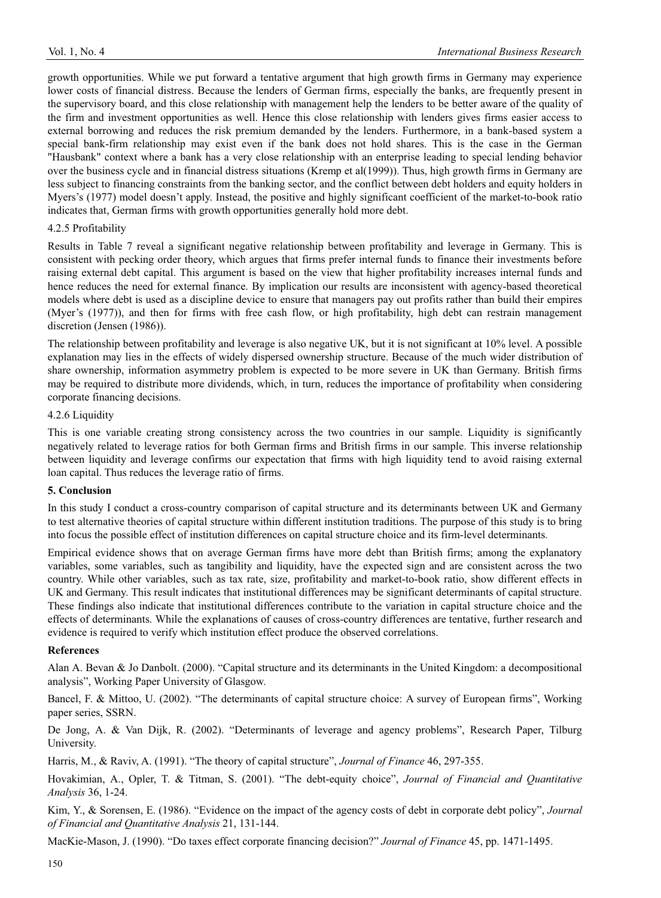growth opportunities. While we put forward a tentative argument that high growth firms in Germany may experience lower costs of financial distress. Because the lenders of German firms, especially the banks, are frequently present in the supervisory board, and this close relationship with management help the lenders to be better aware of the quality of the firm and investment opportunities as well. Hence this close relationship with lenders gives firms easier access to external borrowing and reduces the risk premium demanded by the lenders. Furthermore, in a bank-based system a special bank-firm relationship may exist even if the bank does not hold shares. This is the case in the German "Hausbank" context where a bank has a very close relationship with an enterprise leading to special lending behavior over the business cycle and in financial distress situations (Kremp et al(1999)). Thus, high growth firms in Germany are less subject to financing constraints from the banking sector, and the conflict between debt holders and equity holders in Myers's (1977) model doesn't apply. Instead, the positive and highly significant coefficient of the market-to-book ratio indicates that, German firms with growth opportunities generally hold more debt.

#### 4.2.5 Profitability

Results in Table 7 reveal a significant negative relationship between profitability and leverage in Germany. This is consistent with pecking order theory, which argues that firms prefer internal funds to finance their investments before raising external debt capital. This argument is based on the view that higher profitability increases internal funds and hence reduces the need for external finance. By implication our results are inconsistent with agency-based theoretical models where debt is used as a discipline device to ensure that managers pay out profits rather than build their empires (Myer's (1977)), and then for firms with free cash flow, or high profitability, high debt can restrain management discretion (Jensen (1986)).

The relationship between profitability and leverage is also negative UK, but it is not significant at 10% level. A possible explanation may lies in the effects of widely dispersed ownership structure. Because of the much wider distribution of share ownership, information asymmetry problem is expected to be more severe in UK than Germany. British firms may be required to distribute more dividends, which, in turn, reduces the importance of profitability when considering corporate financing decisions.

#### 4.2.6 Liquidity

This is one variable creating strong consistency across the two countries in our sample. Liquidity is significantly negatively related to leverage ratios for both German firms and British firms in our sample. This inverse relationship between liquidity and leverage confirms our expectation that firms with high liquidity tend to avoid raising external loan capital. Thus reduces the leverage ratio of firms.

## 5. Conclusion

In this study I conduct a cross-country comparison of capital structure and its determinants between UK and Germany to test alternative theories of capital structure within different institution traditions. The purpose of this study is to bring into focus the possible effect of institution differences on capital structure choice and its firm-level determinants.

Empirical evidence shows that on average German firms have more debt than British firms; among the explanatory variables, some variables, such as tangibility and liquidity, have the expected sign and are consistent across the two country. While other variables, such as tax rate, size, profitability and market-to-book ratio, show different effects in UK and Germany. This result indicates that institutional differences may be significant determinants of capital structure. These findings also indicate that institutional differences contribute to the variation in capital structure choice and the effects of determinants. While the explanations of causes of cross-country differences are tentative, further research and evidence is required to verify which institution effect produce the observed correlations.

## References

Alan A. Bevan & Jo Danbolt. (2000). "Capital structure and its determinants in the United Kingdom: a decompositional analysis", Working Paper University of Glasgow.

Bancel, F. & Mittoo, U. (2002). "The determinants of capital structure choice: A survey of European firms", Working paper series, SSRN.

De Jong, A. & Van Dijk, R. (2002). "Determinants of leverage and agency problems", Research Paper, Tilburg University.

Harris, M., & Raviv, A. (1991). "The theory of capital structure", *Journal of Finance* 46, 297-355.

Hovakimian, A., Opler, T. & Titman, S. (2001). "The debt-equity choice", *Journal of Financial and Quantitative Analysis* 36, 1-24.

Kim, Y., & Sorensen, E. (1986). "Evidence on the impact of the agency costs of debt in corporate debt policy", *Journal of Financial and Quantitative Analysis* 21, 131-144.

MacKie-Mason, J. (1990). "Do taxes effect corporate financing decision?" *Journal of Finance* 45, pp. 1471-1495.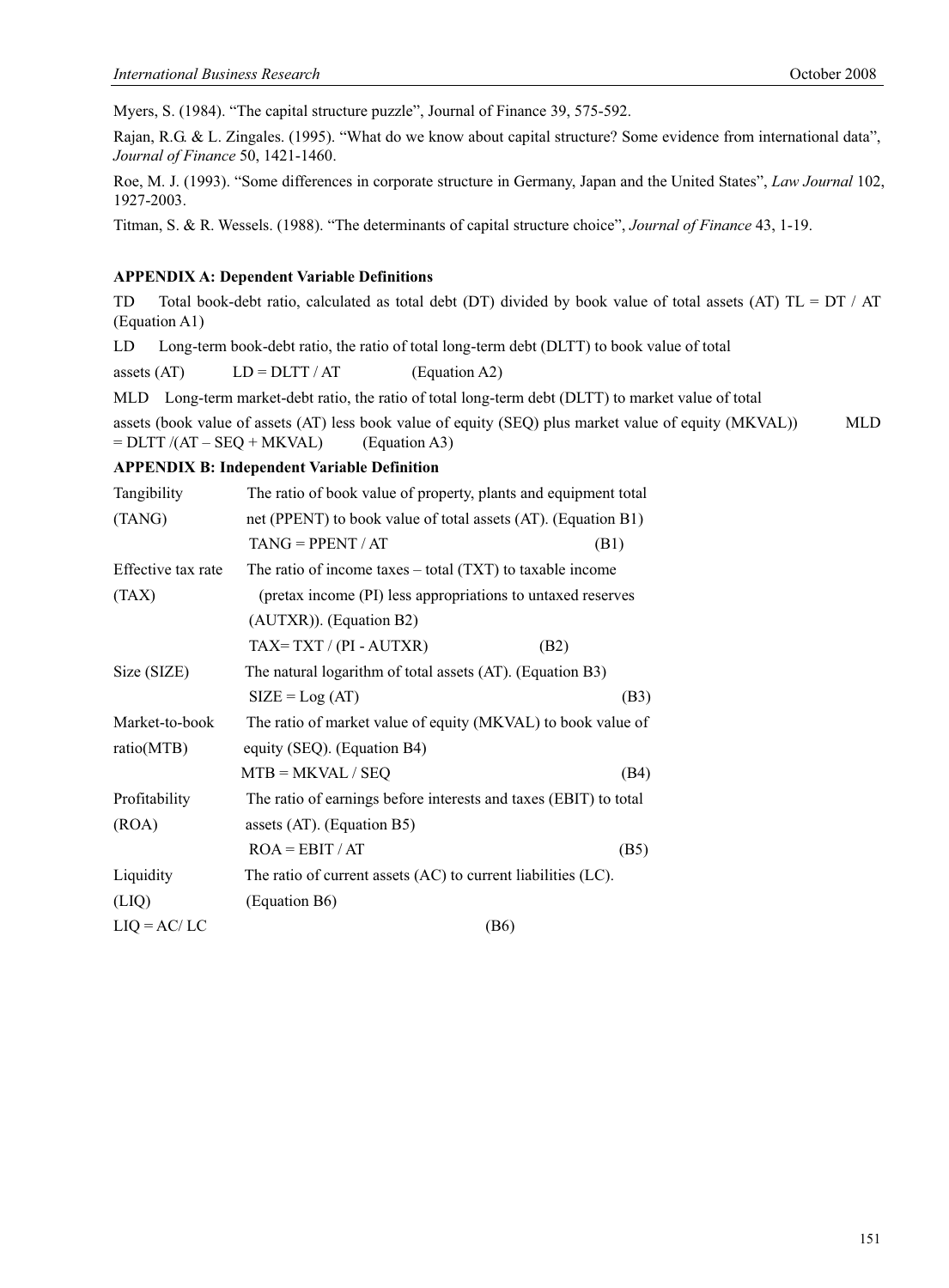Myers, S. (1984). "The capital structure puzzle", Journal of Finance 39, 575-592.

Rajan, R.G. & L. Zingales. (1995). "What do we know about capital structure? Some evidence from international data", *Journal of Finance* 50, 1421-1460.

Roe, M. J. (1993). "Some differences in corporate structure in Germany, Japan and the United States", *Law Journal* 102, 1927-2003.

Titman, S. & R. Wessels. (1988). "The determinants of capital structure choice", *Journal of Finance* 43, 1-19.

**APPENDIX A: Dependent Variable Definitions**

TD Total book-debt ratio, calculated as total debt (DT) divided by book value of total assets (AT) $TL = DT / AT$ (Equation A1)

LD Long-term book-debt ratio, the ratio of total long-term debt (DLTT) to book value of total assets (AT) $LD = DLTT / AT$ (Equation A2)

MLD Long-term market-debt ratio, the ratio of total long-term debt (DLTT) to market value of total assets (book value of assets (AT) less book value of equity (SEQ) plus market value of equity (MKVAL)) $MLD = DLTT / (AT - SEQ + MKVAL)$ (Equation A3)

**APPENDIX B: Independent Variable Definition**

Tangibility (TANG) The ratio of book value of property, plants and equipment total net (PPENT) to book value of total assets (AT). (Equation B1)

$$TANG = PPENT / AT \quad (B1)$$

Effective tax rate (TAX) The ratio of income taxes – total (TXT) to taxable income (pretax income (PI) less appropriations to untaxed reserves (AUTXR)). (Equation B2)

$$TAX = TXT / (PI - AUTXR) \quad (B2)$$

Size (SIZE) The natural logarithm of total assets (AT). (Equation B3)

$$SIZE = Log(AT) \quad (B3)$$

Market-to-book ratio(MTB) The ratio of market value of equity (MKVAL) to book value of equity (SEQ). (Equation B4)

$$MTB = MKVAL / SEQ \quad (B4)$$

Profitability (ROA) The ratio of earnings before interests and taxes (EBIT) to total assets (AT). (Equation B5)

$$ROA = EBIT / AT \quad (B5)$$

Liquidity (LIQ) The ratio of current assets (AC) to current liabilities (LC). (Equation B6)

$$LIQ = AC / LC \quad (B6)$$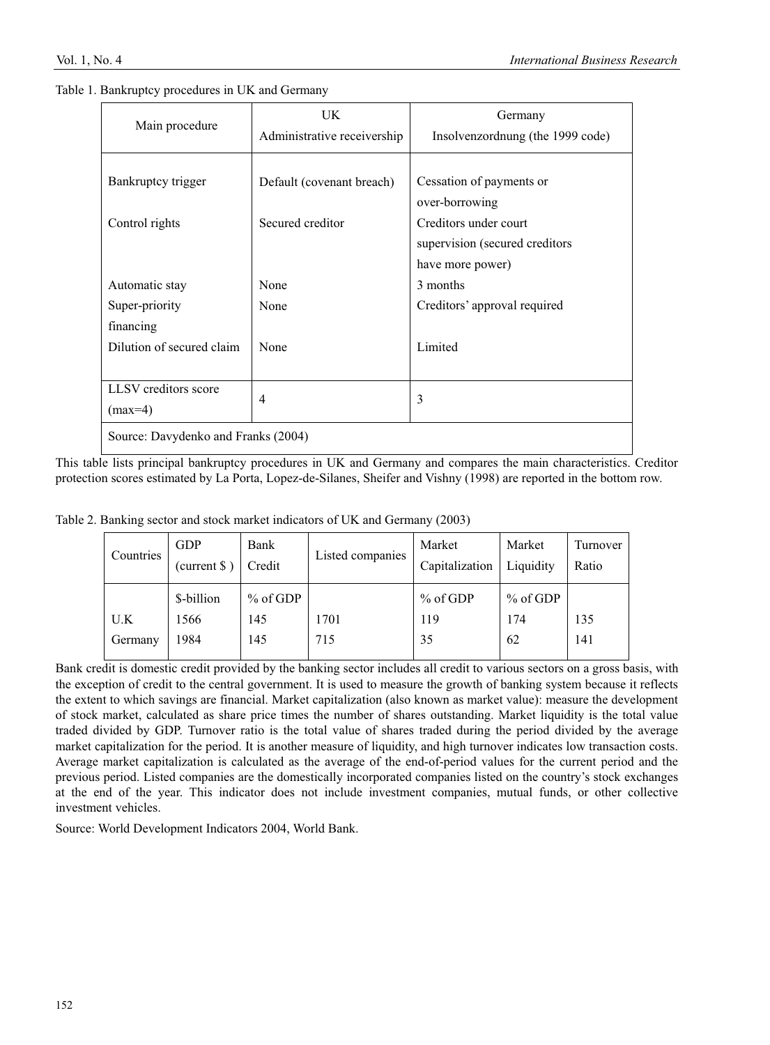Table 1. Bankruptcy procedures in UK and Germany

| Main procedure | UK<br>Administrative receivership | Germany<br>Insolvenzordnung (the 1999 code) |
|---|---|---|
| Bankruptcy trigger | Default (covenant breach) | Cessation of payments or over-borrowing |
| Control rights | Secured creditor | Creditors under court supervision (secured creditors have more power) |
| Automatic stay | None | 3 months |
| Super-priority financing | None | Creditors' approval required |
| Dilution of secured claim | None | Limited |
| LLSV creditors score (max=4) | 4 | 3 |
| Source: Davydenko and Franks (2004) | | |

This table lists principal bankruptcy procedures in UK and Germany and compares the main characteristics. Creditor protection scores estimated by La Porta, Lopez-de-Silanes, Sheifer and Vishny (1998) are reported in the bottom row.

Table 2. Banking sector and stock market indicators of UK and Germany (2003)

| Countries | GDP (current $ ) | Bank Credit | Listed companies | Market Capitalization | Market Liquidity | Turnover Ratio |
|---|---|---|---|---|---|---|
| | $-billion | % of GDP | | % of GDP | % of GDP | |
| U.K | 1566 | 145 | 1701 | 119 | 174 | 135 |
| Germany | 1984 | 145 | 715 | 35 | 62 | 141 |

Bank credit is domestic credit provided by the banking sector includes all credit to various sectors on a gross basis, with the exception of credit to the central government. It is used to measure the growth of banking system because it reflects the extent to which savings are financial. Market capitalization (also known as market value): measure the development of stock market, calculated as share price times the number of shares outstanding. Market liquidity is the total value traded divided by GDP. Turnover ratio is the total value of shares traded during the period divided by the average market capitalization for the period. It is another measure of liquidity, and high turnover indicates low transaction costs. Average market capitalization is calculated as the average of the end-of-period values for the current period and the previous period. Listed companies are the domestically incorporated companies listed on the country's stock exchanges at the end of the year. This indicator does not include investment companies, mutual funds, or other collective investment vehicles.

Source: World Development Indicators 2004, World Bank.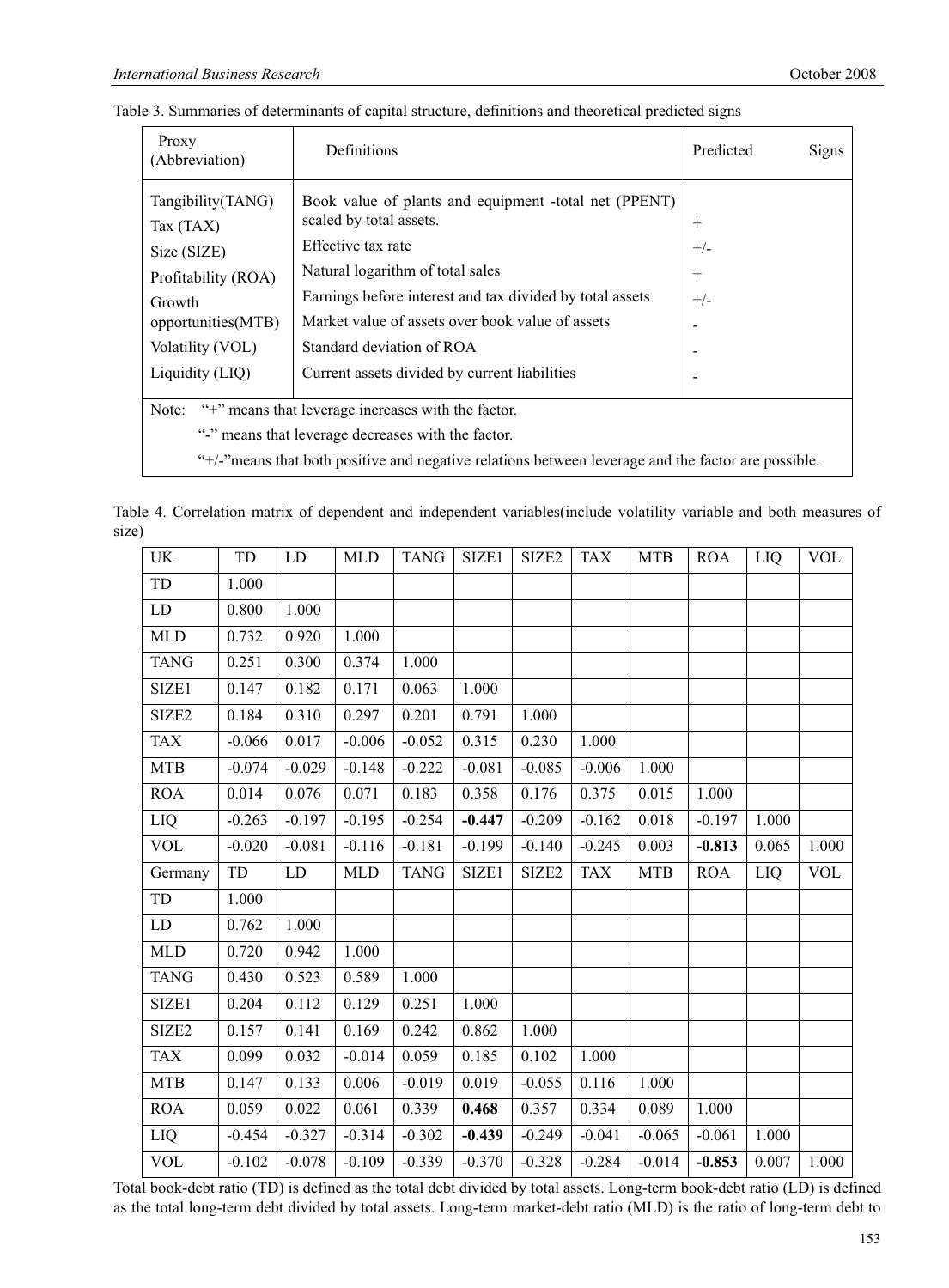Table 3. Summaries of determinants of capital structure, definitions and theoretical predicted signs

| Proxy (Abbreviation) | Definitions | Predicted Signs |
|---|---|---|
| Tangibility(TANG) | Book value of plants and equipment -total net (PPENT) scaled by total assets. | + |
| Tax (TAX) | Effective tax rate | +/- |
| Size (SIZE) | Natural logarithm of total sales | + |
| Profitability (ROA) | Earnings before interest and tax divided by total assets | +/- |
| Growth opportunities(MTB) | Market value of assets over book value of assets | - |
| Volatility (VOL) | Standard deviation of ROA | - |
| Liquidity (LIQ) | Current assets divided by current liabilities | - |

Note: "+" means that leverage increases with the factor.

"-" means that leverage decreases with the factor.

"+/-"means that both positive and negative relations between leverage and the factor are possible.

Table 4. Correlation matrix of dependent and independent variables(include volatility variable and both measures of size)

| UK | TD | LD | MLD | TANG | SIZE1 | SIZE2 | TAX | MTB | ROA | LIQ | VOL |
|---|---|---|---|---|---|---|---|---|---|---|---|
| TD | 1.000 | | | | | | | | | | |
| LD | 0.800 | 1.000 | | | | | | | | | |
| MLD | 0.732 | 0.920 | 1.000 | | | | | | | | |
| TANG | 0.251 | 0.300 | 0.374 | 1.000 | | | | | | | |
| SIZE1 | 0.147 | 0.182 | 0.171 | 0.063 | 1.000 | | | | | | |
| SIZE2 | 0.184 | 0.310 | 0.297 | 0.201 | 0.791 | 1.000 | | | | | |
| TAX | -0.066 | 0.017 | -0.006 | -0.052 | 0.315 | 0.230 | 1.000 | | | | |
| MTB | -0.074 | -0.029 | -0.148 | -0.222 | -0.081 | -0.085 | -0.006 | 1.000 | | | |
| ROA | 0.014 | 0.076 | 0.071 | 0.183 | 0.358 | 0.176 | 0.375 | 0.015 | 1.000 | | |
| LIQ | -0.263 | -0.197 | -0.195 | -0.254 | **-0.447** | -0.209 | -0.162 | 0.018 | -0.197 | 1.000 | |
| VOL | -0.020 | -0.081 | -0.116 | -0.181 | -0.199 | -0.140 | -0.245 | 0.003 | **-0.813** | 0.065 | 1.000 |
| Germany | TD | LD | MLD | TANG | SIZE1 | SIZE2 | TAX | MTB | ROA | LIQ | VOL |
| TD | 1.000 | | | | | | | | | | |
| LD | 0.762 | 1.000 | | | | | | | | | |
| MLD | 0.720 | 0.942 | 1.000 | | | | | | | | |
| TANG | 0.430 | 0.523 | 0.589 | 1.000 | | | | | | | |
| SIZE1 | 0.204 | 0.112 | 0.129 | 0.251 | 1.000 | | | | | | |
| SIZE2 | 0.157 | 0.141 | 0.169 | 0.242 | 0.862 | 1.000 | | | | | |
| TAX | 0.099 | 0.032 | -0.014 | 0.059 | 0.185 | 0.102 | 1.000 | | | | |
| MTB | 0.147 | 0.133 | 0.006 | -0.019 | 0.019 | -0.055 | 0.116 | 1.000 | | | |
| ROA | 0.059 | 0.022 | 0.061 | 0.339 | **0.468** | 0.357 | 0.334 | 0.089 | 1.000 | | |
| LIQ | -0.454 | -0.327 | -0.314 | -0.302 | **-0.439** | -0.249 | -0.041 | -0.065 | -0.061 | 1.000 | |
| VOL | -0.102 | -0.078 | -0.109 | -0.339 | -0.370 | -0.328 | -0.284 | -0.014 | **-0.853** | 0.007 | 1.000 |

Total book-debt ratio (TD) is defined as the total debt divided by total assets. Long-term book-debt ratio (LD) is defined as the total long-term debt divided by total assets. Long-term market-debt ratio (MLD) is the ratio of long-term debt to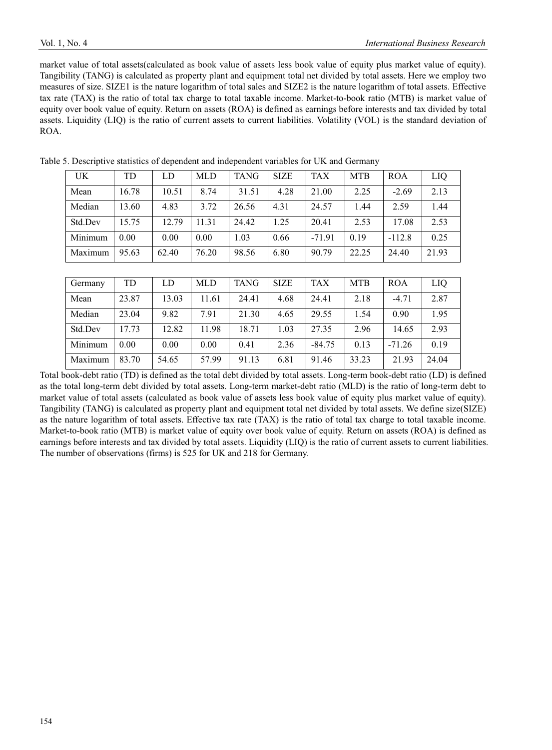market value of total assets(calculated as book value of assets less book value of equity plus market value of equity). Tangibility (TANG) is calculated as property plant and equipment total net divided by total assets. Here we employ two measures of size. SIZE1 is the nature logarithm of total sales and SIZE2 is the nature logarithm of total assets. Effective tax rate (TAX) is the ratio of total tax charge to total taxable income. Market-to-book ratio (MTB) is market value of equity over book value of equity. Return on assets (ROA) is defined as earnings before interests and tax divided by total assets. Liquidity (LIQ) is the ratio of current assets to current liabilities. Volatility (VOL) is the standard deviation of ROA.

Table 5. Descriptive statistics of dependent and independent variables for UK and Germany

| UK | TD | LD | MLD | TANG | SIZE | TAX | MTB | ROA | LIQ |
|---|---|---|---|---|---|---|---|---|---|
| Mean | 16.78 | 10.51 | 8.74 | 31.51 | 4.28 | 21.00 | 2.25 | -2.69 | 2.13 |
| Median | 13.60 | 4.83 | 3.72 | 26.56 | 4.31 | 24.57 | 1.44 | 2.59 | 1.44 |
| Std.Dev | 15.75 | 12.79 | 11.31 | 24.42 | 1.25 | 20.41 | 2.53 | 17.08 | 2.53 |
| Minimum | 0.00 | 0.00 | 0.00 | 1.03 | 0.66 | -71.91 | 0.19 | -112.8 | 0.25 |
| Maximum | 95.63 | 62.40 | 76.20 | 98.56 | 6.80 | 90.79 | 22.25 | 24.40 | 21.93 |

| Germany | TD | LD | MLD | TANG | SIZE | TAX | MTB | ROA | LIQ |
|---|---|---|---|---|---|---|---|---|---|
| Mean | 23.87 | 13.03 | 11.61 | 24.41 | 4.68 | 24.41 | 2.18 | -4.71 | 2.87 |
| Median | 23.04 | 9.82 | 7.91 | 21.30 | 4.65 | 29.55 | 1.54 | 0.90 | 1.95 |
| Std.Dev | 17.73 | 12.82 | 11.98 | 18.71 | 1.03 | 27.35 | 2.96 | 14.65 | 2.93 |
| Minimum | 0.00 | 0.00 | 0.00 | 0.41 | 2.36 | -84.75 | 0.13 | -71.26 | 0.19 |
| Maximum | 83.70 | 54.65 | 57.99 | 91.13 | 6.81 | 91.46 | 33.23 | 21.93 | 24.04 |

Total book-debt ratio (TD) is defined as the total debt divided by total assets. Long-term book-debt ratio (LD) is defined as the total long-term debt divided by total assets. Long-term market-debt ratio (MLD) is the ratio of long-term debt to market value of total assets (calculated as book value of assets less book value of equity plus market value of equity). Tangibility (TANG) is calculated as property plant and equipment total net divided by total assets. We define size(SIZE) as the nature logarithm of total assets. Effective tax rate (TAX) is the ratio of total tax charge to total taxable income. Market-to-book ratio (MTB) is market value of equity over book value of equity. Return on assets (ROA) is defined as earnings before interests and tax divided by total assets. Liquidity (LIQ) is the ratio of current assets to current liabilities. The number of observations (firms) is 525 for UK and 218 for Germany.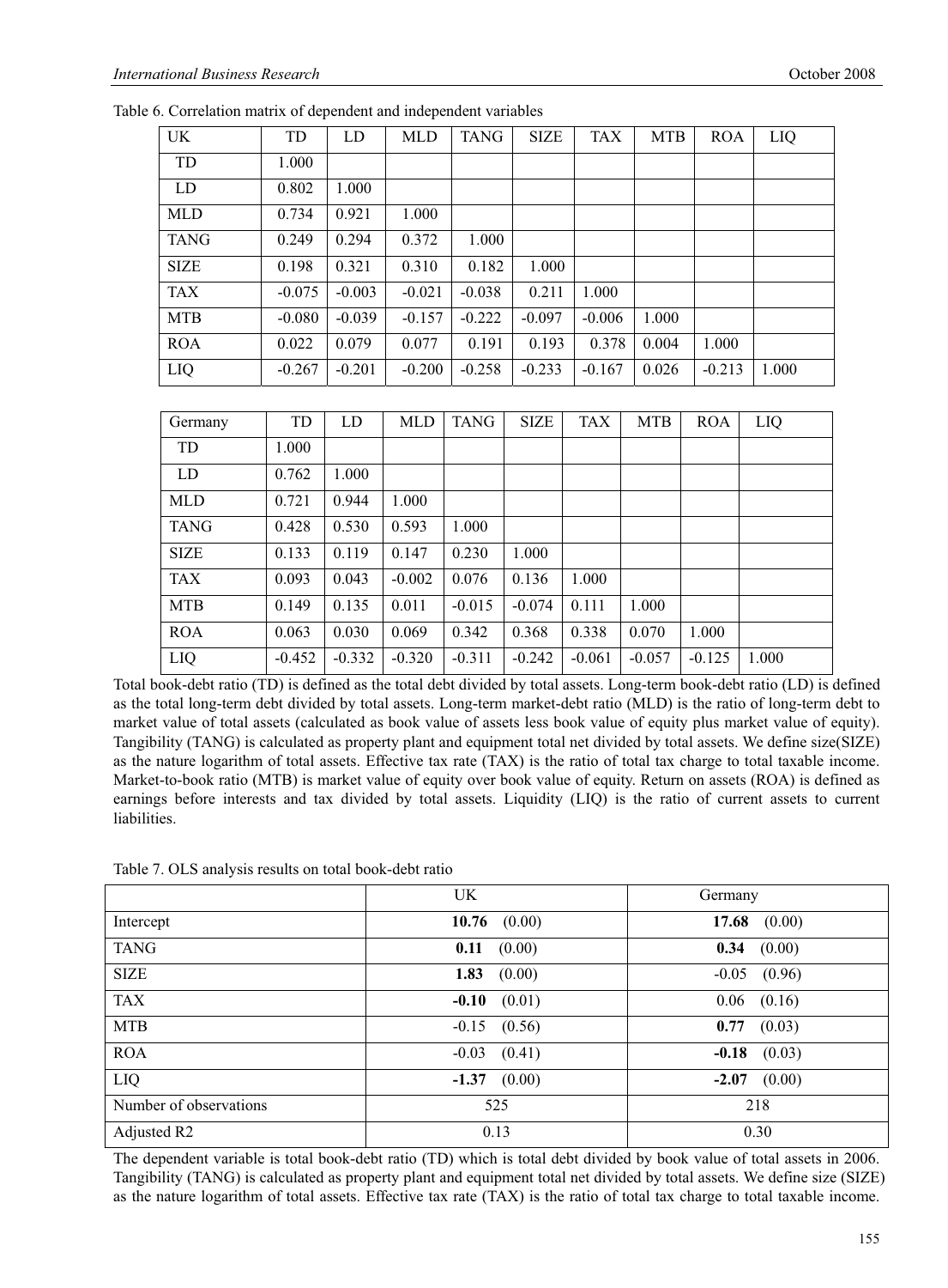Table 6. Correlation matrix of dependent and independent variables

| UK | TD | LD | MLD | TANG | SIZE | TAX | MTB | ROA | LIQ |
|---|---|---|---|---|---|---|---|---|---|
| TD | 1.000 | | | | | | | | |
| LD | 0.802 | 1.000 | | | | | | | |
| MLD | 0.734 | 0.921 | 1.000 | | | | | | |
| TANG | 0.249 | 0.294 | 0.372 | 1.000 | | | | | |
| SIZE | 0.198 | 0.321 | 0.310 | 0.182 | 1.000 | | | | |
| TAX | -0.075 | -0.003 | -0.021 | -0.038 | 0.211 | 1.000 | | | |
| MTB | -0.080 | -0.039 | -0.157 | -0.222 | -0.097 | -0.006 | 1.000 | | |
| ROA | 0.022 | 0.079 | 0.077 | 0.191 | 0.193 | 0.378 | 0.004 | 1.000 | |
| LIQ | -0.267 | -0.201 | -0.200 | -0.258 | -0.233 | -0.167 | 0.026 | -0.213 | 1.000 |

| Germany | TD | LD | MLD | TANG | SIZE | TAX | MTB | ROA | LIQ |
|---|---|---|---|---|---|---|---|---|---|
| TD | 1.000 | | | | | | | | |
| LD | 0.762 | 1.000 | | | | | | | |
| MLD | 0.721 | 0.944 | 1.000 | | | | | | |
| TANG | 0.428 | 0.530 | 0.593 | 1.000 | | | | | |
| SIZE | 0.133 | 0.119 | 0.147 | 0.230 | 1.000 | | | | |
| TAX | 0.093 | 0.043 | -0.002 | 0.076 | 0.136 | 1.000 | | | |
| MTB | 0.149 | 0.135 | 0.011 | -0.015 | -0.074 | 0.111 | 1.000 | | |
| ROA | 0.063 | 0.030 | 0.069 | 0.342 | 0.368 | 0.338 | 0.070 | 1.000 | |
| LIQ | -0.452 | -0.332 | -0.320 | -0.311 | -0.242 | -0.061 | -0.057 | -0.125 | 1.000 |

Total book-debt ratio (TD) is defined as the total debt divided by total assets. Long-term book-debt ratio (LD) is defined as the total long-term debt divided by total assets. Long-term market-debt ratio (MLD) is the ratio of long-term debt to market value of total assets (calculated as book value of assets less book value of equity plus market value of equity). Tangibility (TANG) is calculated as property plant and equipment total net divided by total assets. We define size(SIZE) as the nature logarithm of total assets. Effective tax rate (TAX) is the ratio of total tax charge to total taxable income. Market-to-book ratio (MTB) is market value of equity over book value of equity. Return on assets (ROA) is defined as earnings before interests and tax divided by total assets. Liquidity (LIQ) is the ratio of current assets to current liabilities.

Table 7. OLS analysis results on total book-debt ratio

| | UK | Germany |
|---|---|---|
| Intercept | **10.76** (0.00) | **17.68** (0.00) |
| TANG | **0.11** (0.00) | **0.34** (0.00) |
| SIZE | **1.83** (0.00) | -0.05 (0.96) |
| TAX | **-0.10** (0.01) | 0.06 (0.16) |
| MTB | -0.15 (0.56) | **0.77** (0.03) |
| ROA | -0.03 (0.41) | **-0.18** (0.03) |
| LIQ | **-1.37** (0.00) | **-2.07** (0.00) |
| Number of observations | 525 | 218 |
| Adjusted R2 | 0.13 | 0.30 |

The dependent variable is total book-debt ratio (TD) which is total debt divided by book value of total assets in 2006. Tangibility (TANG) is calculated as property plant and equipment total net divided by total assets. We define size (SIZE) as the nature logarithm of total assets. Effective tax rate (TAX) is the ratio of total tax charge to total taxable income.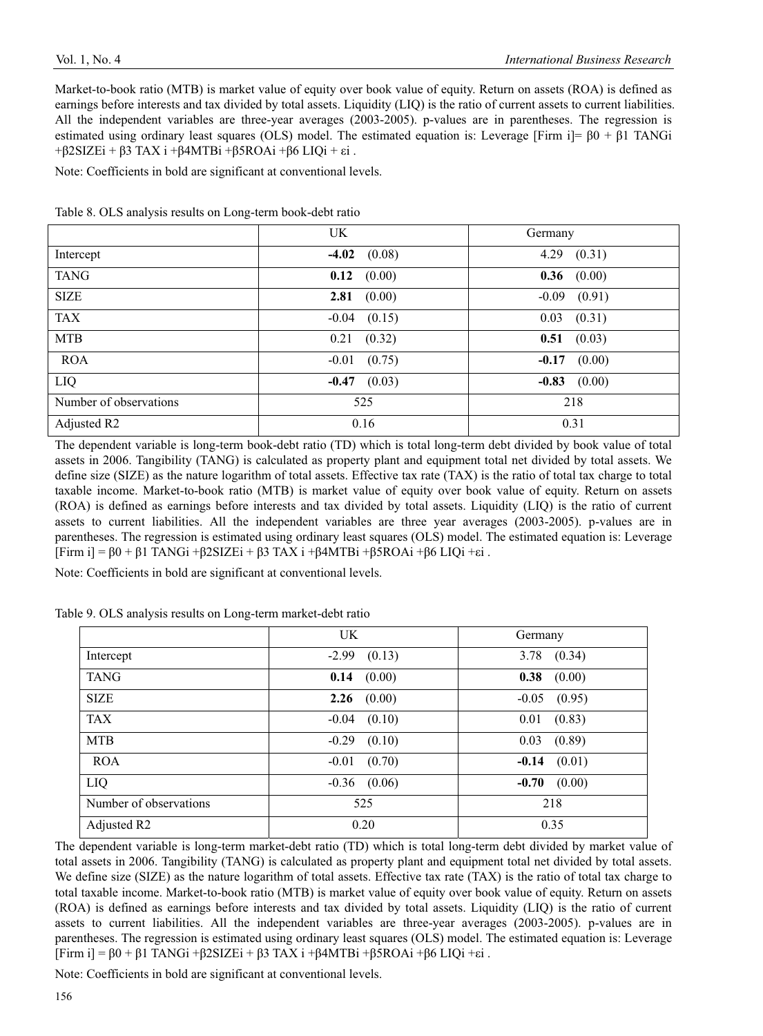Market-to-book ratio (MTB) is market value of equity over book value of equity. Return on assets (ROA) is defined as earnings before interests and tax divided by total assets. Liquidity (LIQ) is the ratio of current assets to current liabilities. All the independent variables are three-year averages (2003-2005). p-values are in parentheses. The regression is estimated using ordinary least squares (OLS) model. The estimated equation is: Leverage [Firm i]= $\beta_0 + \beta_1$ TANGi $+\beta_2$SIZEi $+ \beta_3$ TAX i $+\beta_4$MTBi $+\beta_5$ROAi $+\beta_6$ LIQi $+ \varepsilon_i$ .

Note: Coefficients in bold are significant at conventional levels.

Table 8. OLS analysis results on Long-term book-debt ratio

| | UK | Germany |
|---|---|---|
| Intercept | **-4.02** (0.08) | 4.29 (0.31) |
| TANG | **0.12** (0.00) | **0.36** (0.00) |
| SIZE | **2.81** (0.00) | -0.09 (0.91) |
| TAX | -0.04 (0.15) | 0.03 (0.31) |
| MTB | 0.21 (0.32) | **0.51** (0.03) |
| ROA | -0.01 (0.75) | **-0.17** (0.00) |
| LIQ | **-0.47** (0.03) | **-0.83** (0.00) |
| Number of observations | 525 | 218 |
| Adjusted R2 | 0.16 | 0.31 |

The dependent variable is long-term book-debt ratio (TD) which is total long-term debt divided by book value of total assets in 2006. Tangibility (TANG) is calculated as property plant and equipment total net divided by total assets. We define size (SIZE) as the nature logarithm of total assets. Effective tax rate (TAX) is the ratio of total tax charge to total taxable income. Market-to-book ratio (MTB) is market value of equity over book value of equity. Return on assets (ROA) is defined as earnings before interests and tax divided by total assets. Liquidity (LIQ) is the ratio of current assets to current liabilities. All the independent variables are three year averages (2003-2005). p-values are in parentheses. The regression is estimated using ordinary least squares (OLS) model. The estimated equation is: Leverage [Firm i] = $\beta_0 + \beta_1$ TANGi $+\beta_2$SIZEi $+ \beta_3$ TAX i $+\beta_4$MTBi $+\beta_5$ROAi $+\beta_6$ LIQi $+\varepsilon_i$ .

Note: Coefficients in bold are significant at conventional levels.

Table 9. OLS analysis results on Long-term market-debt ratio

| | UK | Germany |
|---|---|---|
| Intercept | -2.99 (0.13) | 3.78 (0.34) |
| TANG | **0.14** (0.00) | **0.38** (0.00) |
| SIZE | **2.26** (0.00) | -0.05 (0.95) |
| TAX | -0.04 (0.10) | 0.01 (0.83) |
| MTB | -0.29 (0.10) | 0.03 (0.89) |
| ROA | -0.01 (0.70) | **-0.14** (0.01) |
| LIQ | -0.36 (0.06) | **-0.70** (0.00) |
| Number of observations | 525 | 218 |
| Adjusted R2 | 0.20 | 0.35 |

The dependent variable is long-term market-debt ratio (TD) which is total long-term debt divided by market value of total assets in 2006. Tangibility (TANG) is calculated as property plant and equipment total net divided by total assets. We define size (SIZE) as the nature logarithm of total assets. Effective tax rate (TAX) is the ratio of total tax charge to total taxable income. Market-to-book ratio (MTB) is market value of equity over book value of equity. Return on assets (ROA) is defined as earnings before interests and tax divided by total assets. Liquidity (LIQ) is the ratio of current assets to current liabilities. All the independent variables are three-year averages (2003-2005). p-values are in parentheses. The regression is estimated using ordinary least squares (OLS) model. The estimated equation is: Leverage [Firm i] = $\beta_0 + \beta_1$ TANGi $+\beta_2$SIZEi $+ \beta_3$ TAX i $+\beta_4$MTBi $+\beta_5$ROAi $+\beta_6$ LIQi $+\varepsilon_i$ .

Note: Coefficients in bold are significant at conventional levels.